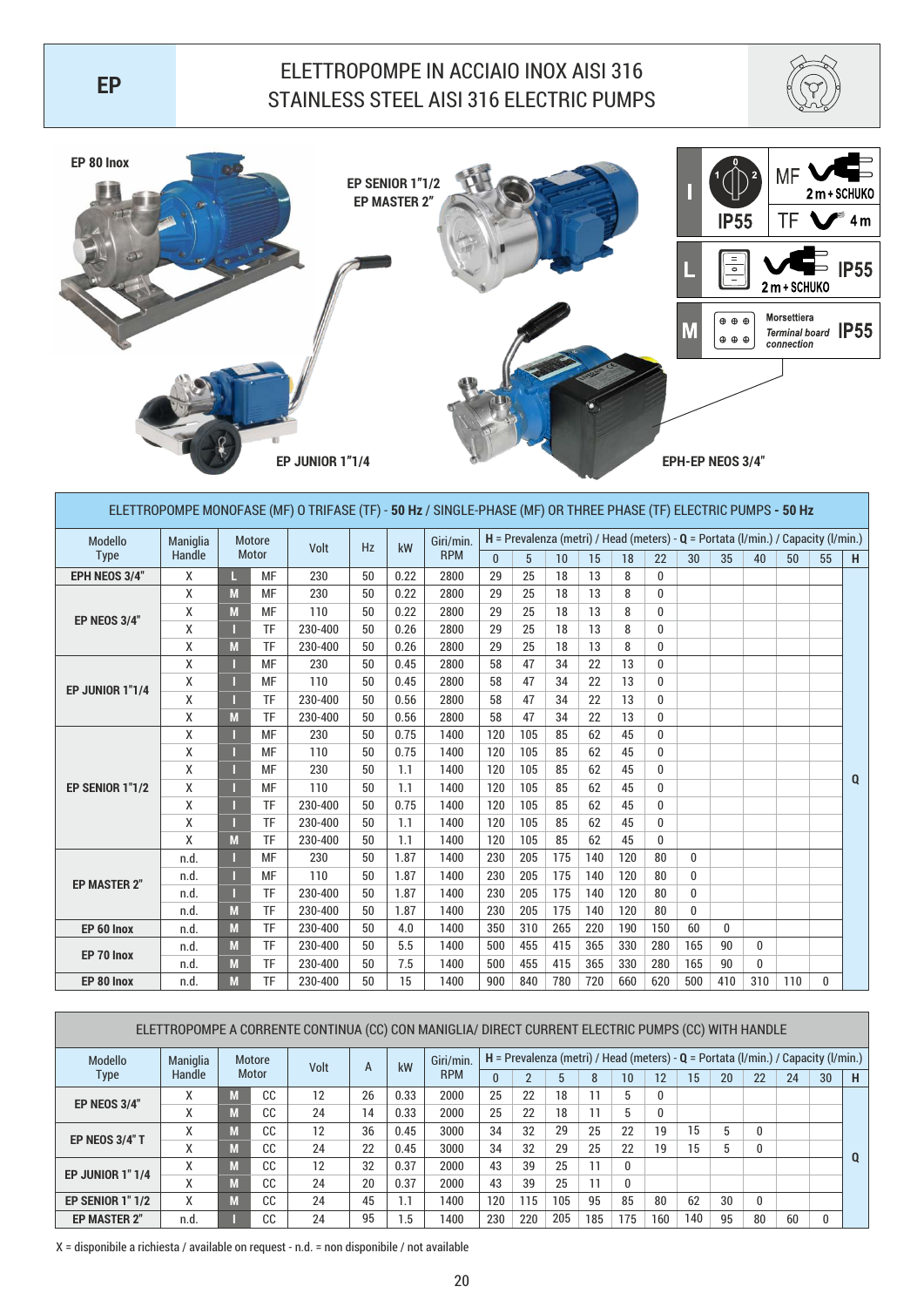# EP

## ELETTROPOMPE IN ACCIAIO INOX AISI 316
## STAINLESS STEEL AISI 316 ELECTRIC PUMPS

EP 80 Inox

EP SENIOR 1"1/2
EP MASTER 2"

EP JUNIOR 1"1/4

EPH-EP NEOS 3/4"

I — IP55 — MF 2 m + SCHUKO — TF 4 m

L — 2 m + SCHUKO — IP55

M — Morsettiera *Terminal board connection* — IP55

### ELETTROPOMPE MONOFASE (MF) O TRIFASE (TF) - 50 Hz / SINGLE-PHASE (MF) OR THREE PHASE (TF) ELECTRIC PUMPS - 50 Hz

| Modello Type | Maniglia Handle | Motore Motor | | Volt | Hz | kW | Giri/min. RPM | H = Prevalenza (metri) / Head (meters) - Q = Portata (l/min.) / Capacity (l/min.) | | | | | | | | | | | H |
|---|---|---|---|---|---|---|---|---|---|---|---|---|---|---|---|---|---|---|---|
| | | | | | | | | 0 | 5 | 10 | 15 | 18 | 22 | 30 | 35 | 40 | 50 | 55 | |
| EPH NEOS 3/4" | X | L | MF | 230 | 50 | 0.22 | 2800 | 29 | 25 | 18 | 13 | 8 | 0 | | | | | | Q |
| EP NEOS 3/4" | X | M | MF | 230 | 50 | 0.22 | 2800 | 29 | 25 | 18 | 13 | 8 | 0 | | | | | | Q |
| | X | M | MF | 110 | 50 | 0.22 | 2800 | 29 | 25 | 18 | 13 | 8 | 0 | | | | | | Q |
| | X | I | TF | 230-400 | 50 | 0.26 | 2800 | 29 | 25 | 18 | 13 | 8 | 0 | | | | | | Q |
| | X | M | TF | 230-400 | 50 | 0.26 | 2800 | 29 | 25 | 18 | 13 | 8 | 0 | | | | | | Q |
| EP JUNIOR 1"1/4 | X | I | MF | 230 | 50 | 0.45 | 2800 | 58 | 47 | 34 | 22 | 13 | 0 | | | | | | Q |
| | X | I | MF | 110 | 50 | 0.45 | 2800 | 58 | 47 | 34 | 22 | 13 | 0 | | | | | | Q |
| | X | I | TF | 230-400 | 50 | 0.56 | 2800 | 58 | 47 | 34 | 22 | 13 | 0 | | | | | | Q |
| | X | M | TF | 230-400 | 50 | 0.56 | 2800 | 58 | 47 | 34 | 22 | 13 | 0 | | | | | | Q |
| EP SENIOR 1"1/2 | X | I | MF | 230 | 50 | 0.75 | 1400 | 120 | 105 | 85 | 62 | 45 | 0 | | | | | | Q |
| | X | I | MF | 110 | 50 | 0.75 | 1400 | 120 | 105 | 85 | 62 | 45 | 0 | | | | | | Q |
| | X | I | MF | 230 | 50 | 1.1 | 1400 | 120 | 105 | 85 | 62 | 45 | 0 | | | | | | Q |
| | X | I | MF | 110 | 50 | 1.1 | 1400 | 120 | 105 | 85 | 62 | 45 | 0 | | | | | | Q |
| | X | I | TF | 230-400 | 50 | 0.75 | 1400 | 120 | 105 | 85 | 62 | 45 | 0 | | | | | | Q |
| | X | I | TF | 230-400 | 50 | 1.1 | 1400 | 120 | 105 | 85 | 62 | 45 | 0 | | | | | | Q |
| | X | M | TF | 230-400 | 50 | 1.1 | 1400 | 120 | 105 | 85 | 62 | 45 | 0 | | | | | | Q |
| EP MASTER 2" | n.d. | I | MF | 230 | 50 | 1.87 | 1400 | 230 | 205 | 175 | 140 | 120 | 80 | 0 | | | | | Q |
| | n.d. | I | MF | 110 | 50 | 1.87 | 1400 | 230 | 205 | 175 | 140 | 120 | 80 | 0 | | | | | Q |
| | n.d. | I | TF | 230-400 | 50 | 1.87 | 1400 | 230 | 205 | 175 | 140 | 120 | 80 | 0 | | | | | Q |
| | n.d. | M | TF | 230-400 | 50 | 1.87 | 1400 | 230 | 205 | 175 | 140 | 120 | 80 | 0 | | | | | Q |
| EP 60 Inox | n.d. | M | TF | 230-400 | 50 | 4.0 | 1400 | 350 | 310 | 265 | 220 | 190 | 150 | 60 | 0 | | | | Q |
| EP 70 Inox | n.d. | M | TF | 230-400 | 50 | 5.5 | 1400 | 500 | 455 | 415 | 365 | 330 | 280 | 165 | 90 | 0 | | | Q |
| | n.d. | M | TF | 230-400 | 50 | 7.5 | 1400 | 500 | 455 | 415 | 365 | 330 | 280 | 165 | 90 | 0 | | | Q |
| EP 80 Inox | n.d. | M | TF | 230-400 | 50 | 15 | 1400 | 900 | 840 | 780 | 720 | 660 | 620 | 500 | 410 | 310 | 110 | 0 | Q |

### ELETTROPOMPE A CORRENTE CONTINUA (CC) CON MANIGLIA/ DIRECT CURRENT ELECTRIC PUMPS (CC) WITH HANDLE

| Modello Type | Maniglia Handle | Motore Motor | | Volt | A | kW | Giri/min. RPM | H = Prevalenza (metri) / Head (meters) - Q = Portata (l/min.) / Capacity (l/min.) | | | | | | | | | | | | H |
|---|---|---|---|---|---|---|---|---|---|---|---|---|---|---|---|---|---|---|---|---|
| | | | | | | | | 0 | 2 | 5 | 8 | 10 | 12 | 15 | 20 | 22 | 24 | 30 | |
| EP NEOS 3/4" | X | M | CC | 12 | 26 | 0.33 | 2000 | 25 | 22 | 18 | 11 | 5 | 0 | | | | | | Q |
| | X | M | CC | 24 | 14 | 0.33 | 2000 | 25 | 22 | 18 | 11 | 5 | 0 | | | | | | Q |
| EP NEOS 3/4" T | X | M | CC | 12 | 36 | 0.45 | 3000 | 34 | 32 | 29 | 25 | 22 | 19 | 15 | 5 | 0 | | | Q |
| | X | M | CC | 24 | 22 | 0.45 | 3000 | 34 | 32 | 29 | 25 | 22 | 19 | 15 | 5 | 0 | | | Q |
| EP JUNIOR 1" 1/4 | X | M | CC | 12 | 32 | 0.37 | 2000 | 43 | 39 | 25 | 11 | 0 | | | | | | | Q |
| | X | M | CC | 24 | 20 | 0.37 | 2000 | 43 | 39 | 25 | 11 | 0 | | | | | | | Q |
| EP SENIOR 1" 1/2 | X | M | CC | 24 | 45 | 1.1 | 1400 | 120 | 115 | 105 | 95 | 85 | 80 | 62 | 30 | 0 | | | Q |
| EP MASTER 2" | n.d. | I | CC | 24 | 95 | 1.5 | 1400 | 230 | 220 | 205 | 185 | 175 | 160 | 140 | 95 | 80 | 60 | 0 | Q |

X = disponibile a richiesta / available on request - n.d. = non disponibile / not available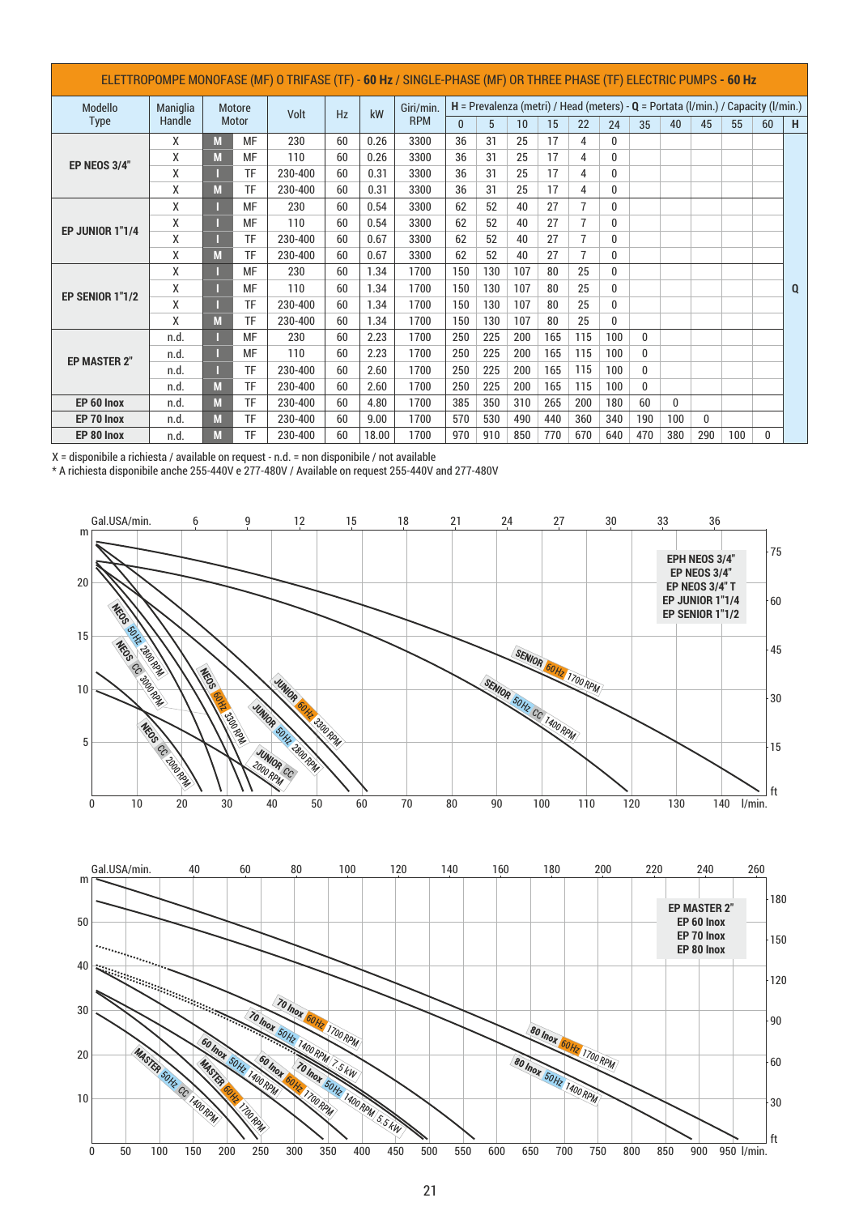| ELETTROPOMPE MONOFASE (MF) O TRIFASE (TF) - **60 Hz** / SINGLE-PHASE (MF) OR THREE PHASE (TF) ELECTRIC PUMPS - **60 Hz** | | | | | | | | | | | | | | | | | | | | | |
|---|---|---|---|---|---|---|---|---|---|---|---|---|---|---|---|---|---|---|---|---|---|
| Modello Type | Maniglia Handle | Motore Motor | | Volt | Hz | kW | Giri/min. RPM | H = Prevalenza (metri) / Head (meters) - Q = Portata (l/min.) / Capacity (l/min.) | | | | | | | | | | | | | |
| | | | | | | | | 0 | 5 | 10 | 15 | 22 | 24 | 35 | 40 | 45 | 55 | 60 | H |
| **EP NEOS 3/4"** | X | M | MF | 230 | 60 | 0.26 | 3300 | 36 | 31 | 25 | 17 | 4 | 0 | | | | | | Q |
| | X | M | MF | 110 | 60 | 0.26 | 3300 | 36 | 31 | 25 | 17 | 4 | 0 | | | | | | |
| | X | I | TF | 230-400 | 60 | 0.31 | 3300 | 36 | 31 | 25 | 17 | 4 | 0 | | | | | | |
| | X | M | TF | 230-400 | 60 | 0.31 | 3300 | 36 | 31 | 25 | 17 | 4 | 0 | | | | | | |
| **EP JUNIOR 1"1/4** | X | I | MF | 230 | 60 | 0.54 | 3300 | 62 | 52 | 40 | 27 | 7 | 0 | | | | | | |
| | X | I | MF | 110 | 60 | 0.54 | 3300 | 62 | 52 | 40 | 27 | 7 | 0 | | | | | | |
| | X | I | TF | 230-400 | 60 | 0.67 | 3300 | 62 | 52 | 40 | 27 | 7 | 0 | | | | | | |
| | X | M | TF | 230-400 | 60 | 0.67 | 3300 | 62 | 52 | 40 | 27 | 7 | 0 | | | | | | |
| **EP SENIOR 1"1/2** | X | I | MF | 230 | 60 | 1.34 | 1700 | 150 | 130 | 107 | 80 | 25 | 0 | | | | | | |
| | X | I | MF | 110 | 60 | 1.34 | 1700 | 150 | 130 | 107 | 80 | 25 | 0 | | | | | | |
| | X | I | TF | 230-400 | 60 | 1.34 | 1700 | 150 | 130 | 107 | 80 | 25 | 0 | | | | | | |
| | X | M | TF | 230-400 | 60 | 1.34 | 1700 | 150 | 130 | 107 | 80 | 25 | 0 | | | | | | |
| **EP MASTER 2"** | n.d. | I | MF | 230 | 60 | 2.23 | 1700 | 250 | 225 | 200 | 165 | 115 | 100 | 0 | | | | | |
| | n.d. | I | MF | 110 | 60 | 2.23 | 1700 | 250 | 225 | 200 | 165 | 115 | 100 | 0 | | | | | |
| | n.d. | I | TF | 230-400 | 60 | 2.60 | 1700 | 250 | 225 | 200 | 165 | 115 | 100 | 0 | | | | | |
| | n.d. | M | TF | 230-400 | 60 | 2.60 | 1700 | 250 | 225 | 200 | 165 | 115 | 100 | 0 | | | | | |
| **EP 60 Inox** | n.d. | M | TF | 230-400 | 60 | 4.80 | 1700 | 385 | 350 | 310 | 265 | 200 | 180 | 60 | 0 | | | | |
| **EP 70 Inox** | n.d. | M | TF | 230-400 | 60 | 9.00 | 1700 | 570 | 530 | 490 | 440 | 360 | 340 | 190 | 100 | 0 | | | |
| **EP 80 Inox** | n.d. | M | TF | 230-400 | 60 | 18.00 | 1700 | 970 | 910 | 850 | 770 | 670 | 640 | 470 | 380 | 290 | 100 | 0 | |

X = disponibile a richiesta / available on request - n.d. = non disponibile / not available
* A richiesta disponibile anche 255-440V e 277-480V / Available on request 255-440V and 277-480V

Gal.USA/min. 6 9 12 15 18 21 24 27 30 33 36
m 20 15 10 5
ft 75 60 45 30 15
0 10 20 30 40 50 60 70 80 90 100 110 120 130 140 l/min.

**EPH NEOS 3/4"**
**EP NEOS 3/4"**
**EP NEOS 3/4" T**
**EP JUNIOR 1"1/4**
**EP SENIOR 1"1/2**

NEOS 50Hz 2800 RPM
NEOS CC 3000 RPM
NEOS CC 2000 RPM
NEOS 60Hz 3300 RPM
JUNIOR 60Hz 3300 RPM
JUNIOR 50Hz 2800 RPM
JUNIOR CC 2000 RPM
SENIOR 60Hz 1700 RPM
SENIOR 50Hz CC 1400 RPM

Gal.USA/min. 40 60 80 100 120 140 160 180 200 220 240 260
m 50 40 30 20 10
ft 180 150 120 90 60 30
0 50 100 150 200 250 300 350 400 450 500 550 600 650 700 750 800 850 900 950 l/min.

**EPH MASTER 2"**
**EP 60 Inox**
**EP 70 Inox**
**EP 80 Inox**

70 Inox 60Hz 1700 RPM
70 Inox 50Hz 1400 RPM 7.5 kW
60 Inox 50Hz 1400 RPM
60 Inox 60Hz 1700 RPM
70 Inox 50Hz 1400 RPM 5.5 kW
MASTER 50Hz CC 1400 RPM
MASTER 60Hz 1700 RPM
80 Inox 60Hz 1700 RPM
80 Inox 50Hz 1400 RPM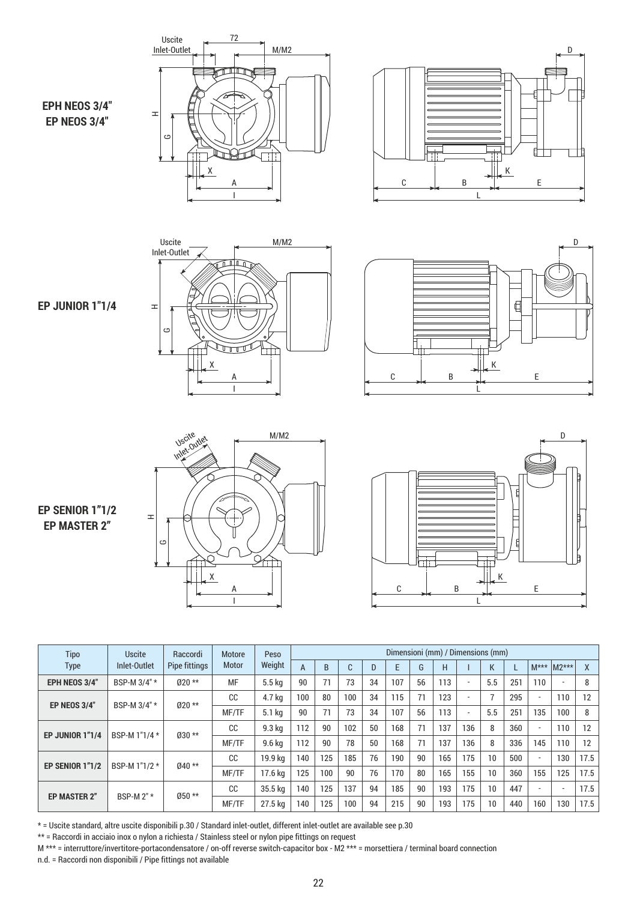**EPH NEOS 3/4"**
**EP NEOS 3/4"**

Uscite Inlet-Outlet
72
M/M2
D
H
G
X
A
I
C
B
K
E
L

**EP JUNIOR 1"1/4**

Uscite Inlet-Outlet
M/M2
D
H
G
X
A
I
C
B
K
E
L

**EP SENIOR 1"1/2**
**EP MASTER 2"**

Uscite Inlet-Outlet
M/M2
D
H
G
X
A
I
C
B
K
E
L

| Tipo Type | Uscite Inlet-Outlet | Raccordi Pipe fittings | Motore Motor | Peso Weight | Dimensioni (mm) / Dimensions (mm) | | | | | | | | | | | | |
|---|---|---|---|---|---|---|---|---|---|---|---|---|---|---|---|---|---|
| | | | | | A | B | C | D | E | G | H | I | K | L | M*** | M2*** | X |
| **EPH NEOS 3/4"** | BSP-M 3/4" * | Ø20 ** | MF | 5.5 kg | 90 | 71 | 73 | 34 | 107 | 56 | 113 | - | 5.5 | 251 | 110 | - | 8 |
| **EP NEOS 3/4"** | BSP-M 3/4" * | Ø20 ** | CC | 4.7 kg | 100 | 80 | 100 | 34 | 115 | 71 | 123 | - | 7 | 295 | - | 110 | 12 |
| | | | MF/TF | 5.1 kg | 90 | 71 | 73 | 34 | 107 | 56 | 113 | - | 5.5 | 251 | 135 | 100 | 8 |
| **EP JUNIOR 1"1/4** | BSP-M 1"1/4 * | Ø30 ** | CC | 9.3 kg | 112 | 90 | 102 | 50 | 168 | 71 | 137 | 136 | 8 | 360 | - | 110 | 12 |
| | | | MF/TF | 9.6 kg | 112 | 90 | 78 | 50 | 168 | 71 | 137 | 136 | 8 | 336 | 145 | 110 | 12 |
| **EP SENIOR 1"1/2** | BSP-M 1"1/2 * | Ø40 ** | CC | 19.9 kg | 140 | 125 | 185 | 76 | 190 | 90 | 165 | 175 | 10 | 500 | - | 130 | 17.5 |
| | | | MF/TF | 17.6 kg | 125 | 100 | 90 | 76 | 170 | 80 | 165 | 155 | 10 | 360 | 155 | 125 | 17.5 |
| **EP MASTER 2"** | BSP-M 2" * | Ø50 ** | CC | 35.5 kg | 140 | 125 | 137 | 94 | 185 | 90 | 193 | 175 | 10 | 447 | - | - | 17.5 |
| | | | MF/TF | 27.5 kg | 140 | 125 | 100 | 94 | 215 | 90 | 193 | 175 | 10 | 440 | 160 | 130 | 17.5 |

* = Uscite standard, altre uscite disponibili p.30 / Standard inlet-outlet, different inlet-outlet are available see p.30

** = Raccordi in acciaio inox o nylon a richiesta / Stainless steel or nylon pipe fittings on request

M *** = interruttore/invertitore-portacondensatore / on-off reverse switch-capacitor box - M2 *** = morsettiera / terminal board connection

n.d. = Raccordi non disponibili / Pipe fittings not available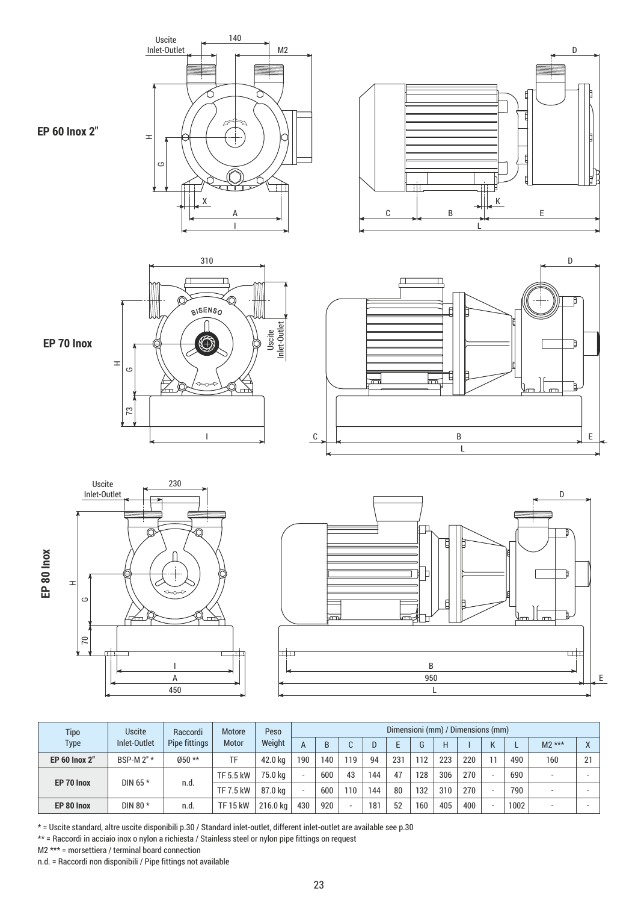**EP 60 Inox 2"**

Uscite
Inlet-Outlet
140
M2
D
H
G
X
A
I
C
B
K
E
L

**EP 70 Inox**

310
D
BISENSO
Uscite
Inlet-Outlet
H
G
73
I
C
B
E
L

**EP 80 Inox**

Uscite
Inlet-Outlet
230
D
H
G
70
I
A
450
B
950
E
L

| Tipo<br>Type | Uscite<br>Inlet-Outlet | Raccordi<br>Pipe fittings | Motore<br>Motor | Peso<br>Weight | Dimensioni (mm) / Dimensions (mm) | | | | | | | | | | | |
|---|---|---|---|---|---|---|---|---|---|---|---|---|---|---|---|---|
| | | | | | A | B | C | D | E | G | H | I | K | L | M2 *** | X |
| **EP 60 Inox 2"** | BSP-M 2" * | Ø50 ** | TF | 42.0 kg | 190 | 140 | 119 | 94 | 231 | 112 | 223 | 220 | 11 | 490 | 160 | 21 |
| **EP 70 Inox** | DIN 65 * | n.d. | TF 5.5 kW | 75.0 kg | - | 600 | 43 | 144 | 47 | 128 | 306 | 270 | - | 690 | - | - |
| | | | TF 7.5 kW | 87.0 kg | - | 600 | 110 | 144 | 80 | 132 | 310 | 270 | - | 790 | - | - |
| **EP 80 Inox** | DIN 80 * | n.d. | TF 15 kW | 216.0 kg | 430 | 920 | - | 181 | 52 | 160 | 405 | 400 | - | 1002 | - | - |

* = Uscite standard, altre uscite disponibili p.30 / Standard inlet-outlet, different inlet-outlet are available see p.30

** = Raccordi in acciaio inox o nylon a richiesta / Stainless steel or nylon pipe fittings on request

M2 *** = morsettiera / terminal board connection

n.d. = Raccordi non disponibili / Pipe fittings not available